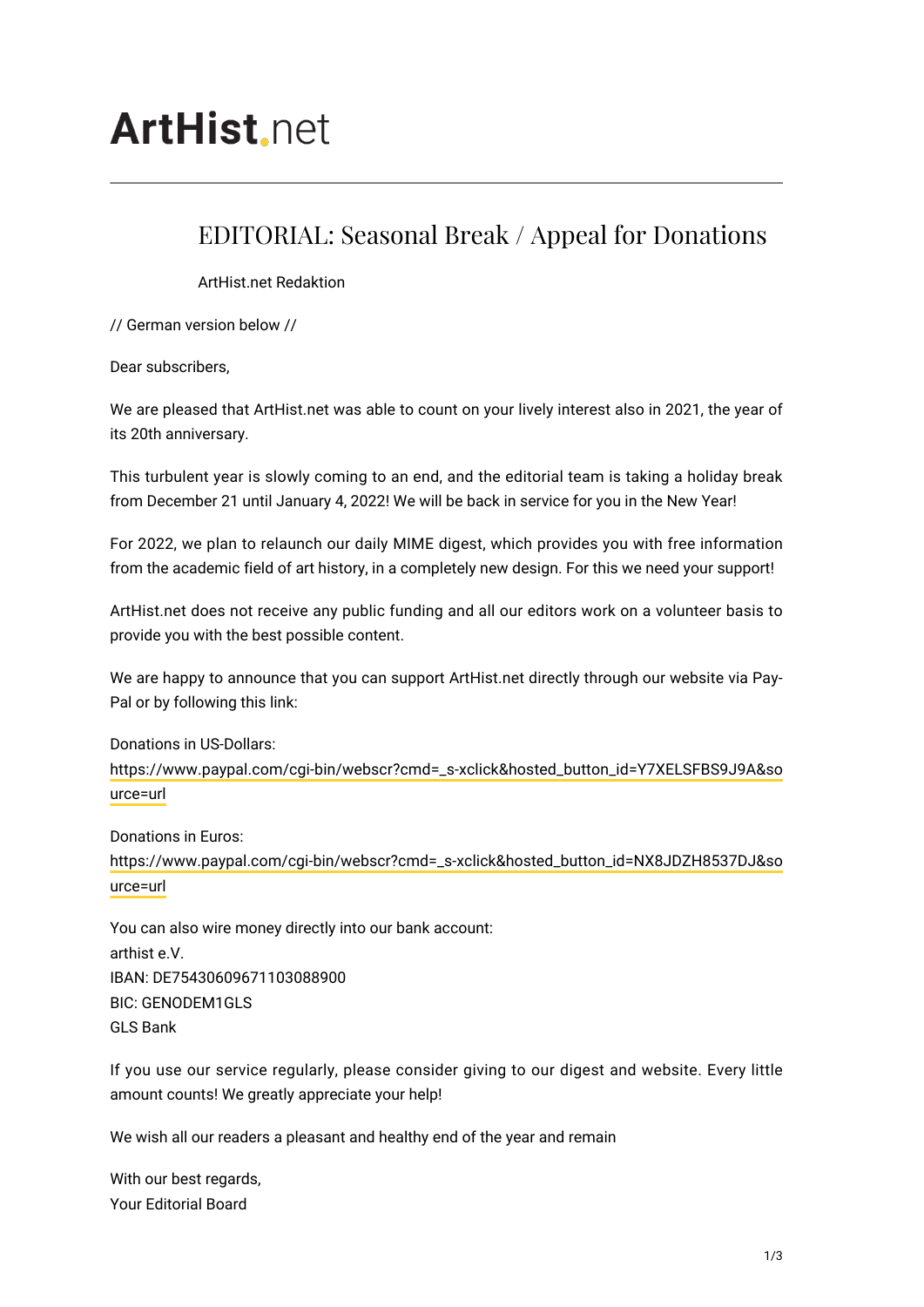ArtHist.net

# EDITORIAL: Seasonal Break / Appeal for Donations

ArtHist.net Redaktion

// German version below //

Dear subscribers,

We are pleased that ArtHist.net was able to count on your lively interest also in 2021, the year of its 20th anniversary.

This turbulent year is slowly coming to an end, and the editorial team is taking a holiday break from December 21 until January 4, 2022! We will be back in service for you in the New Year!

For 2022, we plan to relaunch our daily MIME digest, which provides you with free information from the academic field of art history, in a completely new design. For this we need your support!

ArtHist.net does not receive any public funding and all our editors work on a volunteer basis to provide you with the best possible content.

We are happy to announce that you can support ArtHist.net directly through our website via PayPal or by following this link:

Donations in US-Dollars:
https://www.paypal.com/cgi-bin/webscr?cmd=_s-xclick&hosted_button_id=Y7XELSFBS9J9A&source=url

Donations in Euros:
https://www.paypal.com/cgi-bin/webscr?cmd=_s-xclick&hosted_button_id=NX8JDZH8537DJ&source=url

You can also wire money directly into our bank account:
arthist e.V.
IBAN: DE75430609671103088900
BIC: GENODEM1GLS
GLS Bank

If you use our service regularly, please consider giving to our digest and website. Every little amount counts! We greatly appreciate your help!

We wish all our readers a pleasant and healthy end of the year and remain

With our best regards,
Your Editorial Board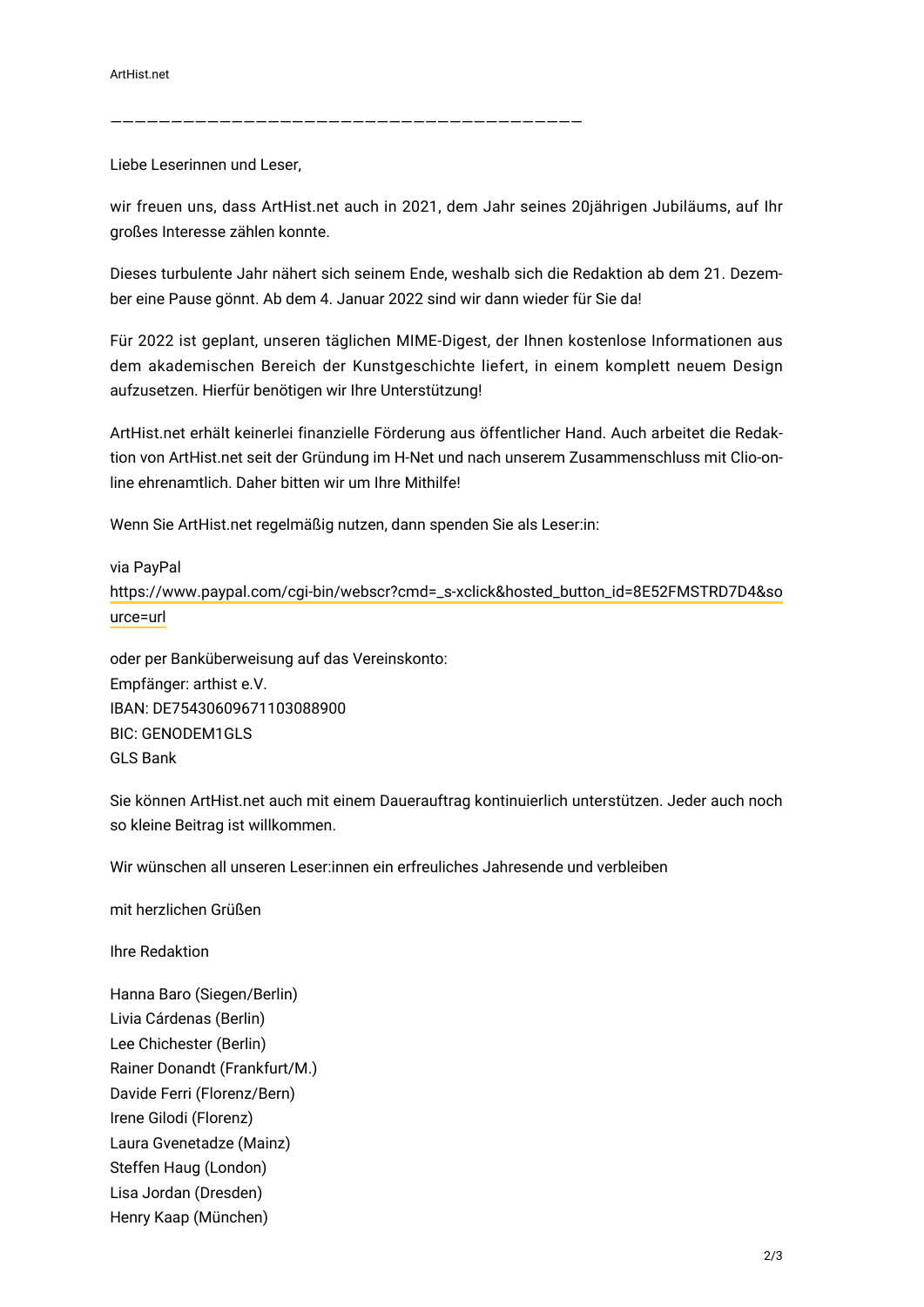————————————————————————————————————————

Liebe Leserinnen und Leser,

wir freuen uns, dass ArtHist.net auch in 2021, dem Jahr seines 20jährigen Jubiläums, auf Ihr großes Interesse zählen konnte.

Dieses turbulente Jahr nähert sich seinem Ende, weshalb sich die Redaktion ab dem 21. Dezember eine Pause gönnt. Ab dem 4. Januar 2022 sind wir dann wieder für Sie da!

Für 2022 ist geplant, unseren täglichen MIME-Digest, der Ihnen kostenlose Informationen aus dem akademischen Bereich der Kunstgeschichte liefert, in einem komplett neuem Design aufzusetzen. Hierfür benötigen wir Ihre Unterstützung!

ArtHist.net erhält keinerlei finanzielle Förderung aus öffentlicher Hand. Auch arbeitet die Redaktion von ArtHist.net seit der Gründung im H-Net und nach unserem Zusammenschluss mit Clio-online ehrenamtlich. Daher bitten wir um Ihre Mithilfe!

Wenn Sie ArtHist.net regelmäßig nutzen, dann spenden Sie als Leser:in:

via PayPal
https://www.paypal.com/cgi-bin/webscr?cmd=_s-xclick&hosted_button_id=8E52FMSTRD7D4&source=url

oder per Banküberweisung auf das Vereinskonto:
Empfänger: arthist e.V.
IBAN: DE75430609671103088900
BIC: GENODEM1GLS
GLS Bank

Sie können ArtHist.net auch mit einem Dauerauftrag kontinuierlich unterstützen. Jeder auch noch so kleine Beitrag ist willkommen.

Wir wünschen all unseren Leser:innen ein erfreuliches Jahresende und verbleiben

mit herzlichen Grüßen

Ihre Redaktion

Hanna Baro (Siegen/Berlin)
Livia Cárdenas (Berlin)
Lee Chichester (Berlin)
Rainer Donandt (Frankfurt/M.)
Davide Ferri (Florenz/Bern)
Irene Gilodi (Florenz)
Laura Gvenetadze (Mainz)
Steffen Haug (London)
Lisa Jordan (Dresden)
Henry Kaap (München)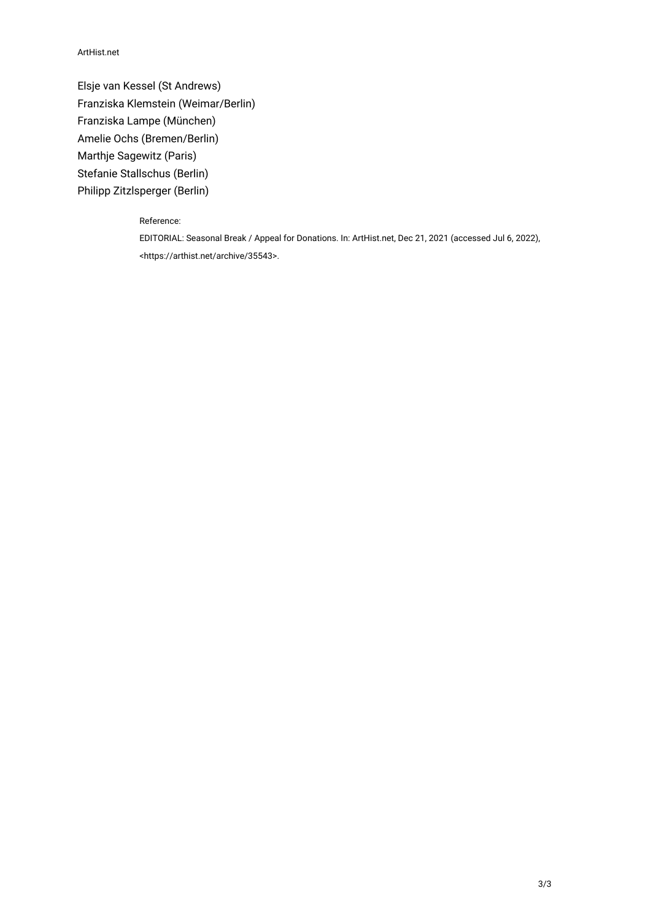Elsje van Kessel (St Andrews)
Franziska Klemstein (Weimar/Berlin)
Franziska Lampe (München)
Amelie Ochs (Bremen/Berlin)
Marthje Sagewitz (Paris)
Stefanie Stallschus (Berlin)
Philipp Zitzlsperger (Berlin)

Reference:

EDITORIAL: Seasonal Break / Appeal for Donations. In: ArtHist.net, Dec 21, 2021 (accessed Jul 6, 2022), <https://arthist.net/archive/35543>.